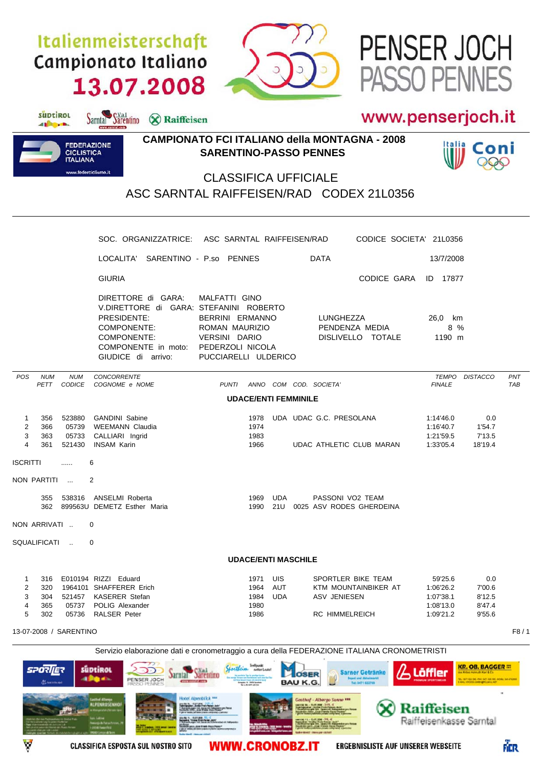Italienmeisterschaft
Campionato Italiano
13.07.2008

PENSER JOCH
PASSO PENNES

www.penserjoch.it

## CAMPIONATO FCI ITALIANO della MONTAGNA - 2008
## SARENTINO-PASSO PENNES

# CLASSIFICA UFFICIALE
# ASC SARNTAL RAIFFEISEN/RAD CODEX 21L0356

SOC. ORGANIZZATRICE: ASC SARNTAL RAIFFEISEN/RAD — CODICE SOCIETA' 21L0356

LOCALITA' SARENTINO - P.so PENNES — DATA 13/7/2008

GIURIA — CODICE GARA ID 17877

DIRETTORE di GARA: MALFATTI GINO
V.DIRETTORE di GARA: STEFANINI ROBERTO
PRESIDENTE: BERRINI ERMANNO
COMPONENTE: ROMAN MAURIZIO
COMPONENTE: VERSINI DARIO
COMPONENTE in moto: PEDERZOLI NICOLA
GIUDICE di arrivo: PUCCIARELLI ULDERICO

LUNGHEZZA 26,0 km
PENDENZA MEDIA 8 %
DISLIVELLO TOTALE 1190 m

### UDACE/ENTI FEMMINILE

| POS | NUM PETT | NUM CODICE | CONCORRENTE COGNOME e NOME | PUNTI | ANNO | COM | COD. SOCIETA' | TEMPO FINALE | DISTACCO | PNT TAB |
|---|---|---|---|---|---|---|---|---|---|---|
| 1 | 356 | 523880 | GANDINI Sabine | | 1978 | UDA | UDAC G.C. PRESOLANA | 1:14'46.0 | 0.0 | |
| 2 | 366 | 05739 | WEEMANN Claudia | | 1974 | | | 1:16'40.7 | 1'54.7 | |
| 3 | 363 | 05733 | CALLIARI Ingrid | | 1983 | | | 1:21'59.5 | 7'13.5 | |
| 4 | 361 | 521430 | INSAM Karin | | 1966 | | UDAC ATHLETIC CLUB MARAN | 1:33'05.4 | 18'19.4 | |

ISCRITTI ...... 6

NON PARTITI ... 2

| NUM PETT | NUM CODICE | COGNOME e NOME | ANNO | COM | COD. SOCIETA' |
|---|---|---|---|---|---|
| 355 | 538316 | ANSELMI Roberta | 1969 | UDA | PASSONI VO2 TEAM |
| 362 | 899563U | DEMETZ Esther Maria | 1990 | 21U | 0025 ASV RODES GHERDEINA |

NON ARRIVATI .. 0

SQUALIFICATI .. 0

### UDACE/ENTI MASCHILE

| POS | NUM PETT | NUM CODICE | CONCORRENTE COGNOME e NOME | PUNTI | ANNO | COM | COD. SOCIETA' | TEMPO FINALE | DISTACCO | PNT TAB |
|---|---|---|---|---|---|---|---|---|---|---|
| 1 | 316 | E010194 | RIZZI Eduard | | 1971 | UIS | SPORTLER BIKE TEAM | 59'25.6 | 0.0 | |
| 2 | 320 | 1964101 | SHAFFERER Erich | | 1964 | AUT | KTM MOUNTAINBIKER AT | 1:06'26.2 | 7'00.6 | |
| 3 | 304 | 521457 | KASERER Stefan | | 1984 | UDA | ASV JENIESEN | 1:07'38.1 | 8'12.5 | |
| 4 | 365 | 05737 | POLIG Alexander | | 1980 | | | 1:08'13.0 | 8'47.4 | |
| 5 | 302 | 05736 | RALSER Peter | | 1986 | | RC HIMMELREICH | 1:09'21.2 | 9'55.6 | |

13-07-2008 / SARENTINO

Servizio elaborazione dati e cronometraggio a cura della FEDERAZIONE ITALIANA CRONOMETRISTI

CLASSIFICA ESPOSTA SUL NOSTRO SITO WWW.CRONOBZ.IT ERGEBNISLISTE AUF UNSERER WEBSEITE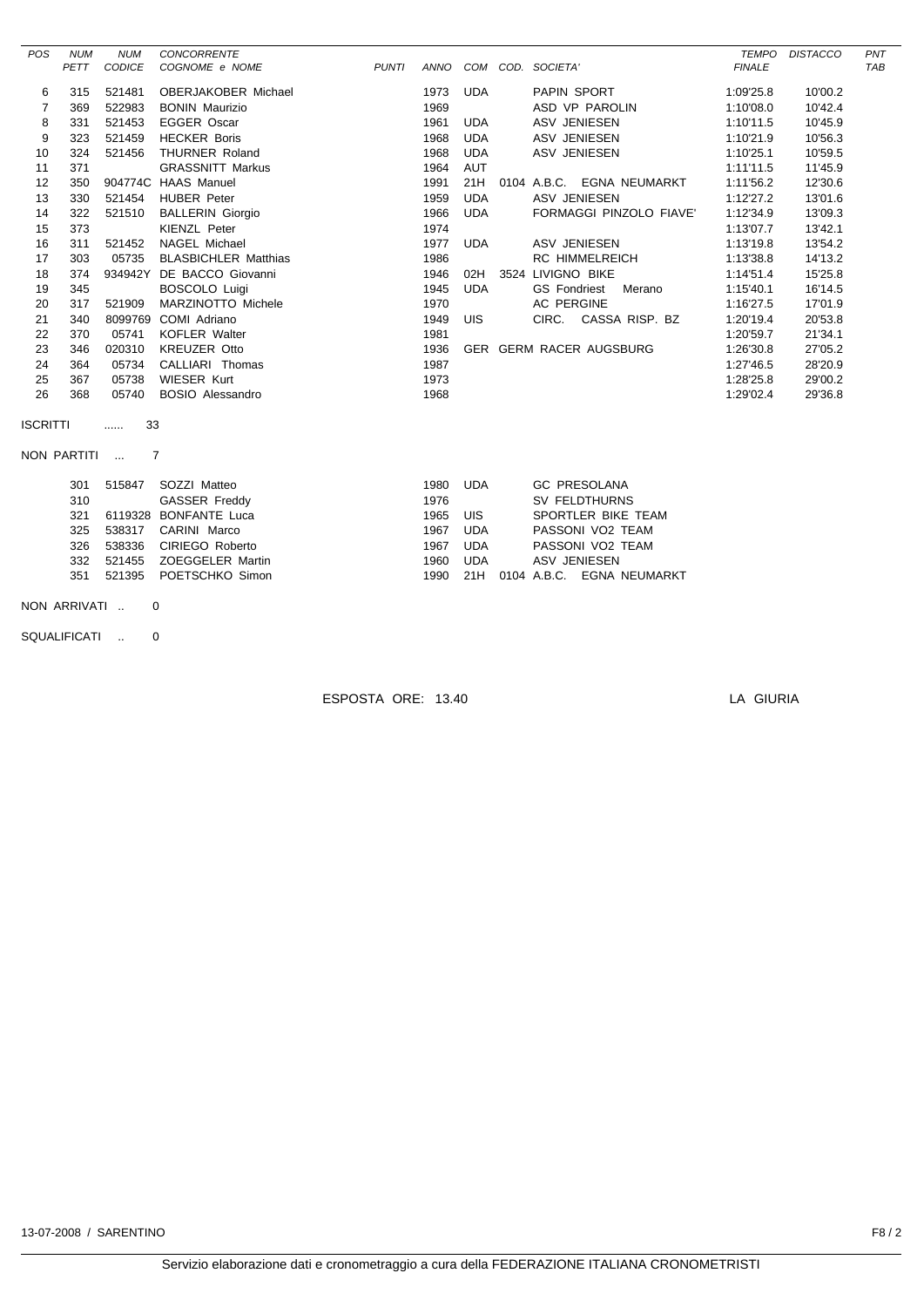| POS | NUM PETT | NUM CODICE | CONCORRENTE COGNOME e NOME | PUNTI | ANNO | COM | COD. | SOCIETA' | TEMPO FINALE | DISTACCO | PNT TAB |
|---|---|---|---|---|---|---|---|---|---|---|---|
| 6 | 315 | 521481 | OBERJAKOBER Michael | | 1973 | UDA | | PAPIN SPORT | 1:09'25.8 | 10'00.2 | |
| 7 | 369 | 522983 | BONIN Maurizio | | 1969 | | | ASD VP PAROLIN | 1:10'08.0 | 10'42.4 | |
| 8 | 331 | 521453 | EGGER Oscar | | 1961 | UDA | | ASV JENIESEN | 1:10'11.5 | 10'45.9 | |
| 9 | 323 | 521459 | HECKER Boris | | 1968 | UDA | | ASV JENIESEN | 1:10'21.9 | 10'56.3 | |
| 10 | 324 | 521456 | THURNER Roland | | 1968 | UDA | | ASV JENIESEN | 1:10'25.1 | 10'59.5 | |
| 11 | 371 | | GRASSNITT Markus | | 1964 | AUT | | | 1:11'11.5 | 11'45.9 | |
| 12 | 350 | 904774C | HAAS Manuel | | 1991 | 21H | 0104 | A.B.C. EGNA NEUMARKT | 1:11'56.2 | 12'30.6 | |
| 13 | 330 | 521454 | HUBER Peter | | 1959 | UDA | | ASV JENIESEN | 1:12'27.2 | 13'01.6 | |
| 14 | 322 | 521510 | BALLERIN Giorgio | | 1966 | UDA | | FORMAGGI PINZOLO FIAVE' | 1:12'34.9 | 13'09.3 | |
| 15 | 373 | | KIENZL Peter | | 1974 | | | | 1:13'07.7 | 13'42.1 | |
| 16 | 311 | 521452 | NAGEL Michael | | 1977 | UDA | | ASV JENIESEN | 1:13'19.8 | 13'54.2 | |
| 17 | 303 | 05735 | BLASBICHLER Matthias | | 1986 | | | RC HIMMELREICH | 1:13'38.8 | 14'13.2 | |
| 18 | 374 | 934942Y | DE BACCO Giovanni | | 1946 | 02H | 3524 | LIVIGNO BIKE | 1:14'51.4 | 15'25.8 | |
| 19 | 345 | | BOSCOLO Luigi | | 1945 | UDA | | GS Fondriest Merano | 1:15'40.1 | 16'14.5 | |
| 20 | 317 | 521909 | MARZINOTTO Michele | | 1970 | | | AC PERGINE | 1:16'27.5 | 17'01.9 | |
| 21 | 340 | 8099769 | COMI Adriano | | 1949 | UIS | | CIRC. CASSA RISP. BZ | 1:20'19.4 | 20'53.8 | |
| 22 | 370 | 05741 | KOFLER Walter | | 1981 | | | | 1:20'59.7 | 21'34.1 | |
| 23 | 346 | 020310 | KREUZER Otto | | 1936 | GER | | GERM RACER AUGSBURG | 1:26'30.8 | 27'05.2 | |
| 24 | 364 | 05734 | CALLIARI Thomas | | 1987 | | | | 1:27'46.5 | 28'20.9 | |
| 25 | 367 | 05738 | WIESER Kurt | | 1973 | | | | 1:28'25.8 | 29'00.2 | |
| 26 | 368 | 05740 | BOSIO Alessandro | | 1968 | | | | 1:29'02.4 | 29'36.8 | |

ISCRITTI ...... 33

NON PARTITI ... 7

| NUM PETT | NUM CODICE | COGNOME e NOME | ANNO | COM | COD. | SOCIETA' |
|---|---|---|---|---|---|---|
| 301 | 515847 | SOZZI Matteo | 1980 | UDA | | GC PRESOLANA |
| 310 | | GASSER Freddy | 1976 | | | SV FELDTHURNS |
| 321 | 6119328 | BONFANTE Luca | 1965 | UIS | | SPORTLER BIKE TEAM |
| 325 | 538317 | CARINI Marco | 1967 | UDA | | PASSONI VO2 TEAM |
| 326 | 538336 | CIRIEGO Roberto | 1967 | UDA | | PASSONI VO2 TEAM |
| 332 | 521455 | ZOEGGELER Martin | 1960 | UDA | | ASV JENIESEN |
| 351 | 521395 | POETSCHKO Simon | 1990 | 21H | 0104 | A.B.C. EGNA NEUMARKT |

NON ARRIVATI .. 0

SQUALIFICATI .. 0

ESPOSTA ORE: 13.40

LA GIURIA

13-07-2008 / SARENTINO

Servizio elaborazione dati e cronometraggio a cura della FEDERAZIONE ITALIANA CRONOMETRISTI